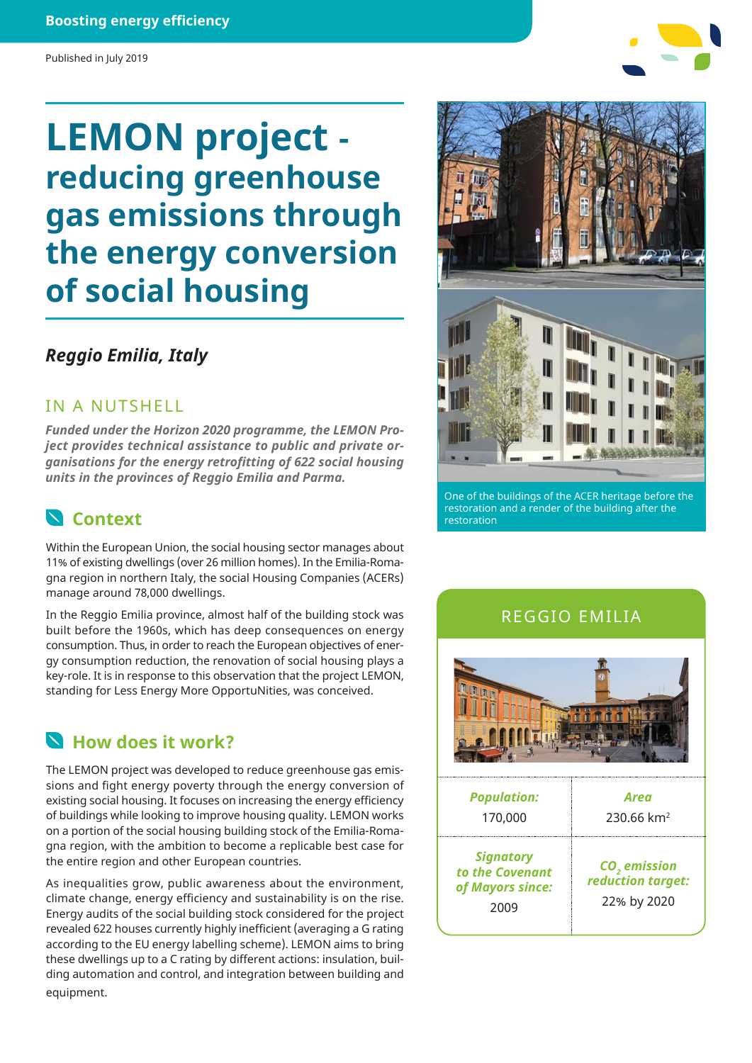Boosting energy efficiency

Published in July 2019

# LEMON project - reducing greenhouse gas emissions through the energy conversion of social housing

### *Reggio Emilia, Italy*

## IN A NUTSHELL

***Funded under the Horizon 2020 programme, the LEMON Project provides technical assistance to public and private organisations for the energy retrofitting of 622 social housing units in the provinces of Reggio Emilia and Parma.***

## Context

Within the European Union, the social housing sector manages about 11% of existing dwellings (over 26 million homes). In the Emilia-Romagna region in northern Italy, the social Housing Companies (ACERs) manage around 78,000 dwellings.

In the Reggio Emilia province, almost half of the building stock was built before the 1960s, which has deep consequences on energy consumption. Thus, in order to reach the European objectives of energy consumption reduction, the renovation of social housing plays a key-role. It is in response to this observation that the project LEMON, standing for Less Energy More OpportuNities, was conceived.

## How does it work?

The LEMON project was developed to reduce greenhouse gas emissions and fight energy poverty through the energy conversion of existing social housing. It focuses on increasing the energy efficiency of buildings while looking to improve housing quality. LEMON works on a portion of the social housing building stock of the Emilia-Romagna region, with the ambition to become a replicable best case for the entire region and other European countries.

As inequalities grow, public awareness about the environment, climate change, energy efficiency and sustainability is on the rise. Energy audits of the social building stock considered for the project revealed 622 houses currently highly inefficient (averaging a G rating according to the EU energy labelling scheme). LEMON aims to bring these dwellings up to a C rating by different actions: insulation, building automation and control, and integration between building and equipment.

One of the buildings of the ACER heritage before the restoration and a render of the building after the restoration

## REGGIO EMILIA

| ***Population:*** 170,000 | ***Area*** 230.66 km$^2$ |
|---|---|
| ***Signatory to the Covenant of Mayors since:*** 2009 | ***$CO_2$ emission reduction target:*** 22% by 2020 |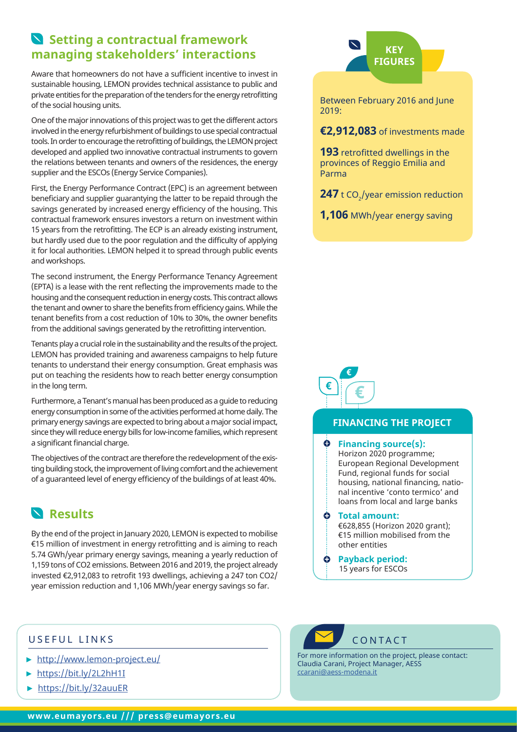## Setting a contractual framework managing stakeholders' interactions

Aware that homeowners do not have a sufficient incentive to invest in sustainable housing, LEMON provides technical assistance to public and private entities for the preparation of the tenders for the energy retrofitting of the social housing units.

One of the major innovations of this project was to get the different actors involved in the energy refurbishment of buildings to use special contractual tools. In order to encourage the retrofitting of buildings, the LEMON project developed and applied two innovative contractual instruments to govern the relations between tenants and owners of the residences, the energy supplier and the ESCOs (Energy Service Companies).

First, the Energy Performance Contract (EPC) is an agreement between beneficiary and supplier guarantying the latter to be repaid through the savings generated by increased energy efficiency of the housing. This contractual framework ensures investors a return on investment within 15 years from the retrofitting. The ECP is an already existing instrument, but hardly used due to the poor regulation and the difficulty of applying it for local authorities. LEMON helped it to spread through public events and workshops.

The second instrument, the Energy Performance Tenancy Agreement (EPTA) is a lease with the rent reflecting the improvements made to the housing and the consequent reduction in energy costs. This contract allows the tenant and owner to share the benefits from efficiency gains. While the tenant benefits from a cost reduction of 10% to 30%, the owner benefits from the additional savings generated by the retrofitting intervention.

Tenants play a crucial role in the sustainability and the results of the project. LEMON has provided training and awareness campaigns to help future tenants to understand their energy consumption. Great emphasis was put on teaching the residents how to reach better energy consumption in the long term.

Furthermore, a Tenant's manual has been produced as a guide to reducing energy consumption in some of the activities performed at home daily. The primary energy savings are expected to bring about a major social impact, since they will reduce energy bills for low-income families, which represent a significant financial charge.

The objectives of the contract are therefore the redevelopment of the existing building stock, the improvement of living comfort and the achievement of a guaranteed level of energy efficiency of the buildings of at least 40%.

## Results

By the end of the project in January 2020, LEMON is expected to mobilise €15 million of investment in energy retrofitting and is aiming to reach 5.74 GWh/year primary energy savings, meaning a yearly reduction of 1,159 tons of CO2 emissions. Between 2016 and 2019, the project already invested €2,912,083 to retrofit 193 dwellings, achieving a 247 ton CO2/year emission reduction and 1,106 MWh/year energy savings so far.

### KEY FIGURES

Between February 2016 and June 2019:

**€2,912,083** of investments made

**193** retrofitted dwellings in the provinces of Reggio Emilia and Parma

**247** t $CO_2$/year emission reduction

**1,106** MWh/year energy saving

### FINANCING THE PROJECT

- **Financing source(s):** Horizon 2020 programme; European Regional Development Fund, regional funds for social housing, national financing, national incentive 'conto termico' and loans from local and large banks
- **Total amount:** €628,855 (Horizon 2020 grant); €15 million mobilised from the other entities
- **Payback period:** 15 years for ESCOs

### USEFUL LINKS

- http://www.lemon-project.eu/
- https://bit.ly/2L2hH1I
- https://bit.ly/32auuER

### CONTACT

For more information on the project, please contact:
Claudia Carani, Project Manager, AESS
ccarani@aess-modena.it

www.eumayors.eu /// press@eumayors.eu